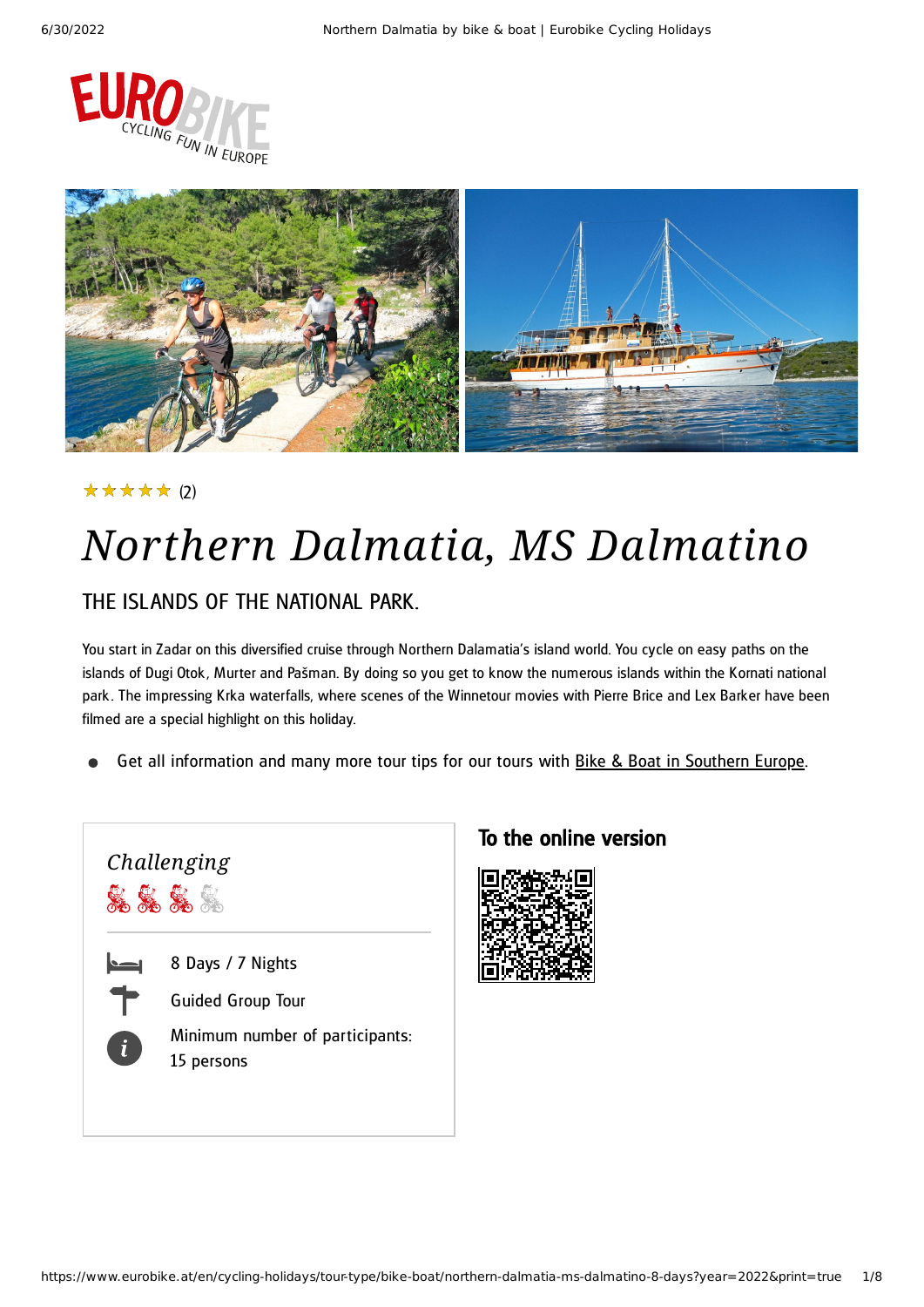★★★★★ (2)

# Northern Dalmatia, MS Dalmatino

## THE ISLANDS OF THE NATIONAL PARK.

You start in Zadar on this diversified cruise through Northern Dalamatia's island world. You cycle on easy paths on the islands of Dugi Otok, Murter and Pašman. By doing so you get to know the numerous islands within the Kornati national park. The impressing Krka waterfalls, where scenes of the Winnetour movies with Pierre Brice and Lex Barker have been filmed are a special highlight on this holiday.

- Get all information and many more tour tips for our tours with Bike & Boat in Southern Europe.

*Challenging*

8 Days / 7 Nights

Guided Group Tour

Minimum number of participants: 15 persons

### To the online version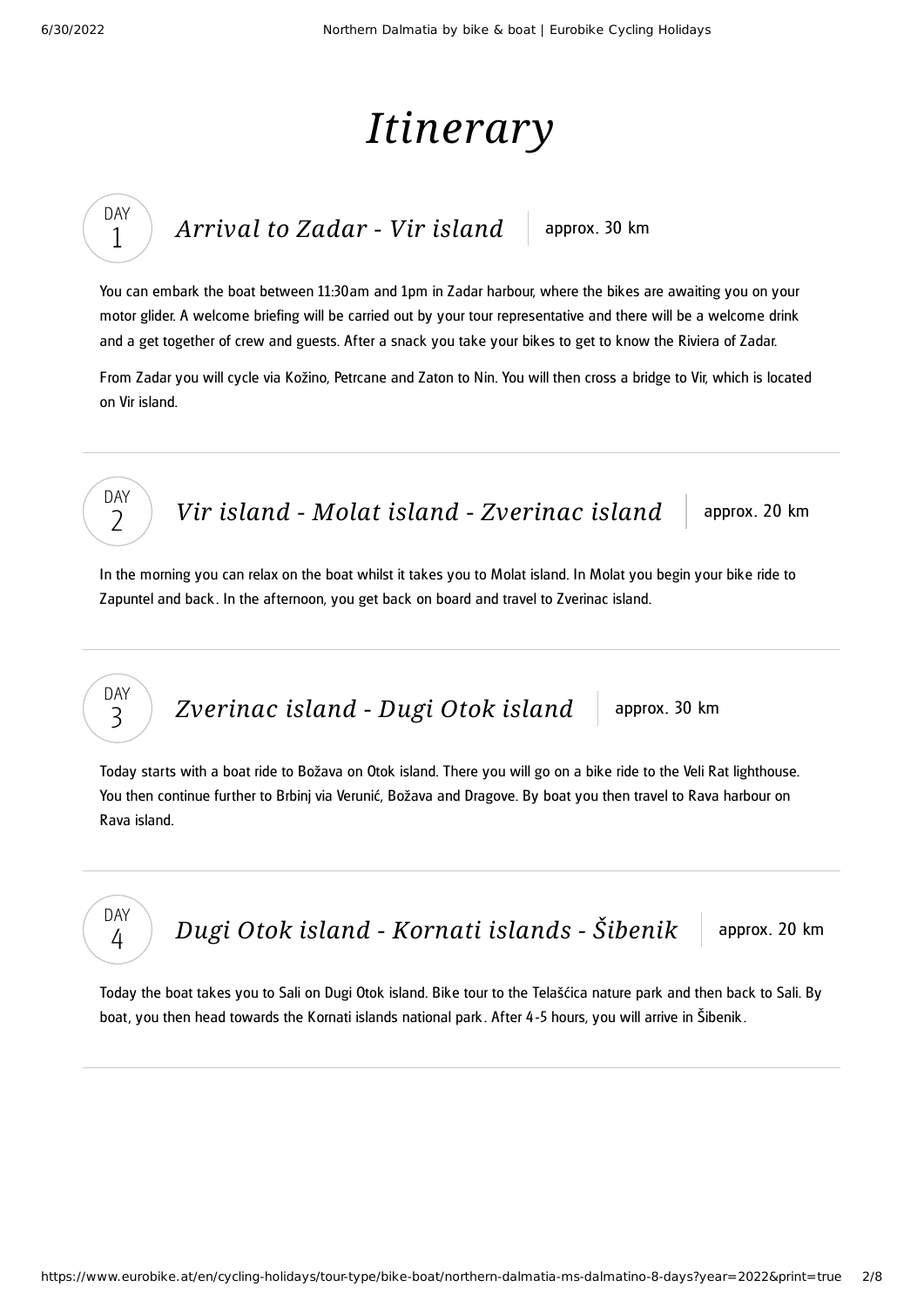# *Itinerary*

## DAY 1 — *Arrival to Zadar - Vir island* | approx. 30 km

You can embark the boat between 11:30am and 1pm in Zadar harbour, where the bikes are awaiting you on your motor glider. A welcome briefing will be carried out by your tour representative and there will be a welcome drink and a get together of crew and guests. After a snack you take your bikes to get to know the Riviera of Zadar.

From Zadar you will cycle via Kožino, Petrcane and Zaton to Nin. You will then cross a bridge to Vir, which is located on Vir island.

---

## DAY 2 — *Vir island - Molat island - Zverinac island* | approx. 20 km

In the morning you can relax on the boat whilst it takes you to Molat island. In Molat you begin your bike ride to Zapuntel and back. In the afternoon, you get back on board and travel to Zverinac island.

---

## DAY 3 — *Zverinac island - Dugi Otok island* | approx. 30 km

Today starts with a boat ride to Božava on Otok island. There you will go on a bike ride to the Veli Rat lighthouse. You then continue further to Brbinj via Verunić, Božava and Dragove. By boat you then travel to Rava harbour on Rava island.

---

## DAY 4 — *Dugi Otok island - Kornati islands - Šibenik* | approx. 20 km

Today the boat takes you to Sali on Dugi Otok island. Bike tour to the Telašćica nature park and then back to Sali. By boat, you then head towards the Kornati islands national park. After 4-5 hours, you will arrive in Šibenik.

---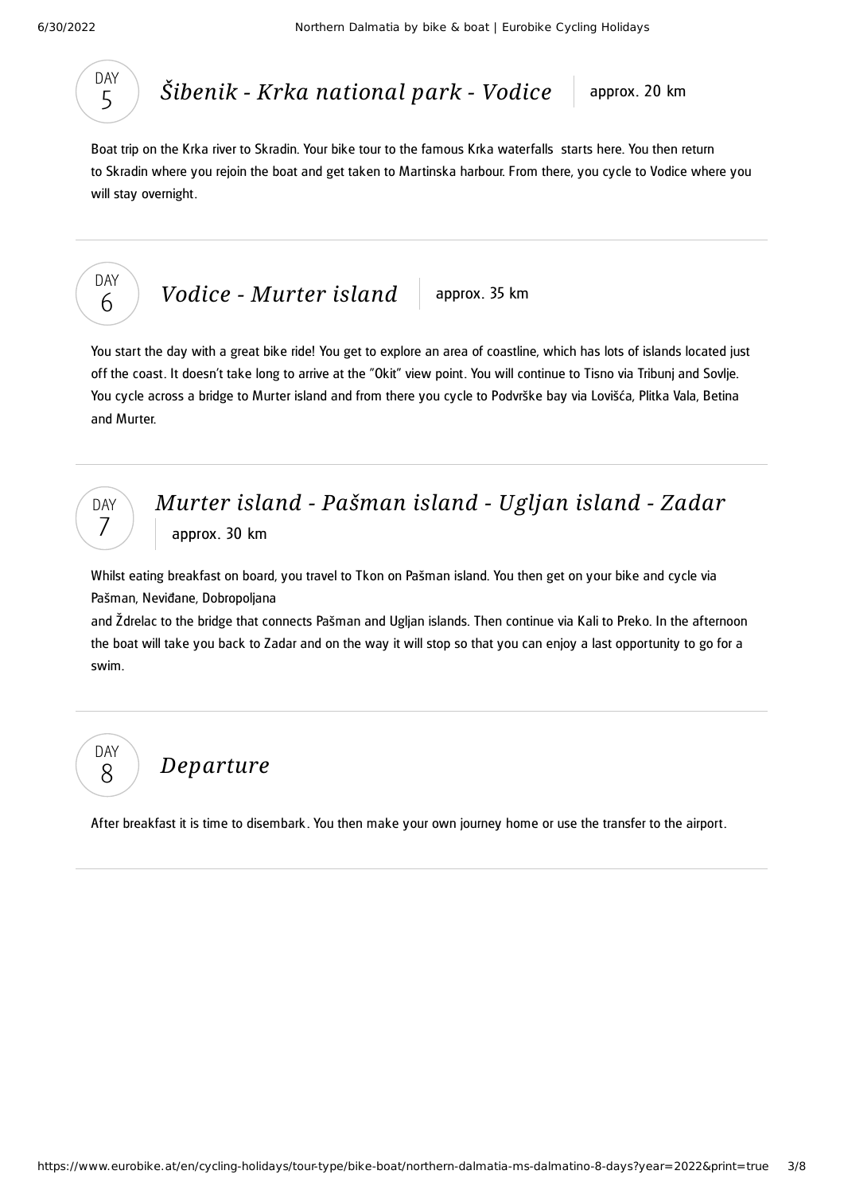## DAY 5 *Šibenik - Krka national park - Vodice*

approx. 20 km

Boat trip on the Krka river to Skradin. Your bike tour to the famous Krka waterfalls starts here. You then return to Skradin where you rejoin the boat and get taken to Martinska harbour. From there, you cycle to Vodice where you will stay overnight.

## DAY 6 *Vodice - Murter island*

approx. 35 km

You start the day with a great bike ride! You get to explore an area of coastline, which has lots of islands located just off the coast. It doesn't take long to arrive at the "Okit" view point. You will continue to Tisno via Tribunj and Sovlje. You cycle across a bridge to Murter island and from there you cycle to Podvrške bay via Lovišća, Plitka Vala, Betina and Murter.

## DAY 7 *Murter island - Pašman island - Ugljan island - Zadar*

approx. 30 km

Whilst eating breakfast on board, you travel to Tkon on Pašman island. You then get on your bike and cycle via Pašman, Neviđane, Dobropoljana
and Ždrelac to the bridge that connects Pašman and Ugljan islands. Then continue via Kali to Preko. In the afternoon the boat will take you back to Zadar and on the way it will stop so that you can enjoy a last opportunity to go for a swim.

## DAY 8 *Departure*

After breakfast it is time to disembark. You then make your own journey home or use the transfer to the airport.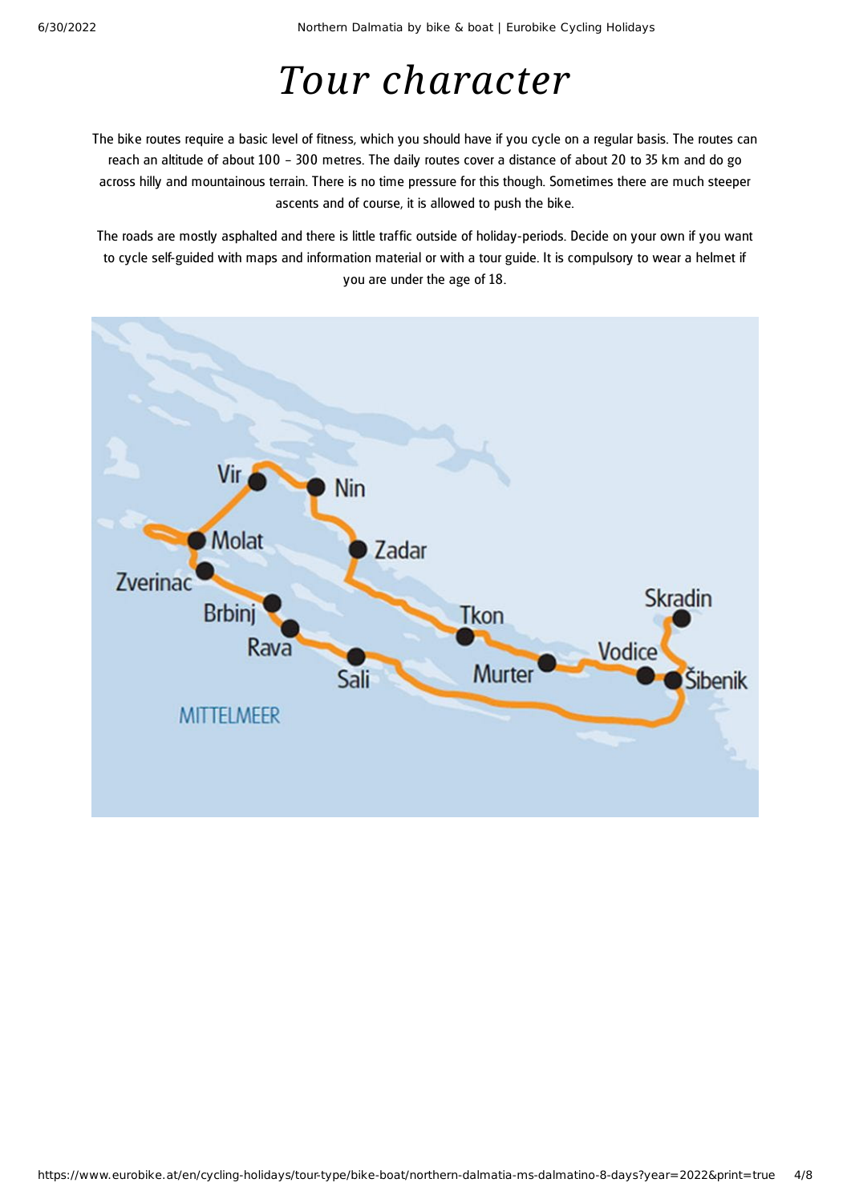# *Tour character*

The bike routes require a basic level of fitness, which you should have if you cycle on a regular basis. The routes can reach an altitude of about 100 – 300 metres. The daily routes cover a distance of about 20 to 35 km and do go across hilly and mountainous terrain. There is no time pressure for this though. Sometimes there are much steeper ascents and of course, it is allowed to push the bike.

The roads are mostly asphalted and there is little traffic outside of holiday-periods. Decide on your own if you want to cycle self-guided with maps and information material or with a tour guide. It is compulsory to wear a helmet if you are under the age of 18.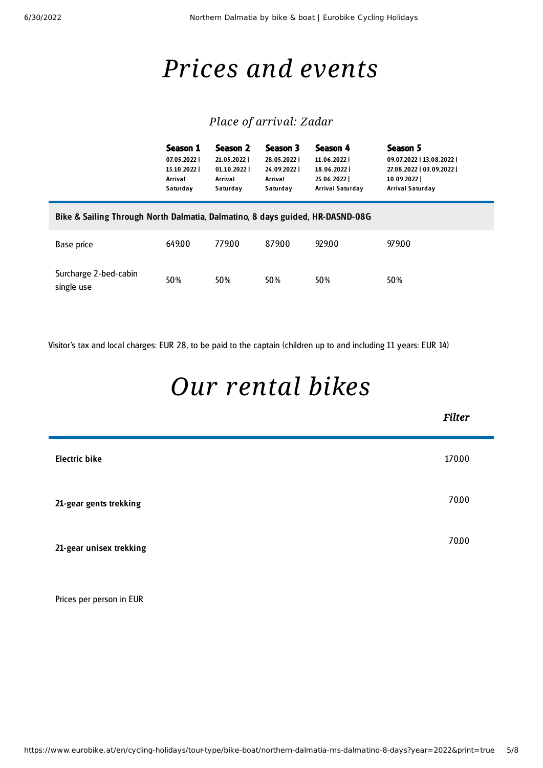# Prices and events

## Place of arrival: Zadar

| | Season 1<br>07.05.2022 \| 15.10.2022 \| Arrival Saturday | Season 2<br>21.05.2022 \| 01.10.2022 \| Arrival Saturday | Season 3<br>28.05.2022 \| 24.09.2022 \| Arrival Saturday | Season 4<br>11.06.2022 \| 18.06.2022 \| 25.06.2022 \| Arrival Saturday | Season 5<br>09.07.2022 \| 13.08.2022 \| 27.08.2022 \| 03.09.2022 \| 10.09.2022 \| Arrival Saturday |
|---|---|---|---|---|---|
| **Bike & Sailing Through North Dalmatia, Dalmatino, 8 days guided, HR-DASND-08G** | | | | | |
| Base price | 649.00 | 779.00 | 879.00 | 929.00 | 979.00 |
| Surcharge 2-bed-cabin single use | 50% | 50% | 50% | 50% | 50% |

Visitor's tax and local charges: EUR 28, to be paid to the captain (children up to and including 11 years: EUR 14)

# Our rental bikes

*Filter*

| | |
|---|---|
| **Electric bike** | 170.00 |
| **21-gear gents trekking** | 70.00 |
| **21-gear unisex trekking** | 70.00 |

Prices per person in EUR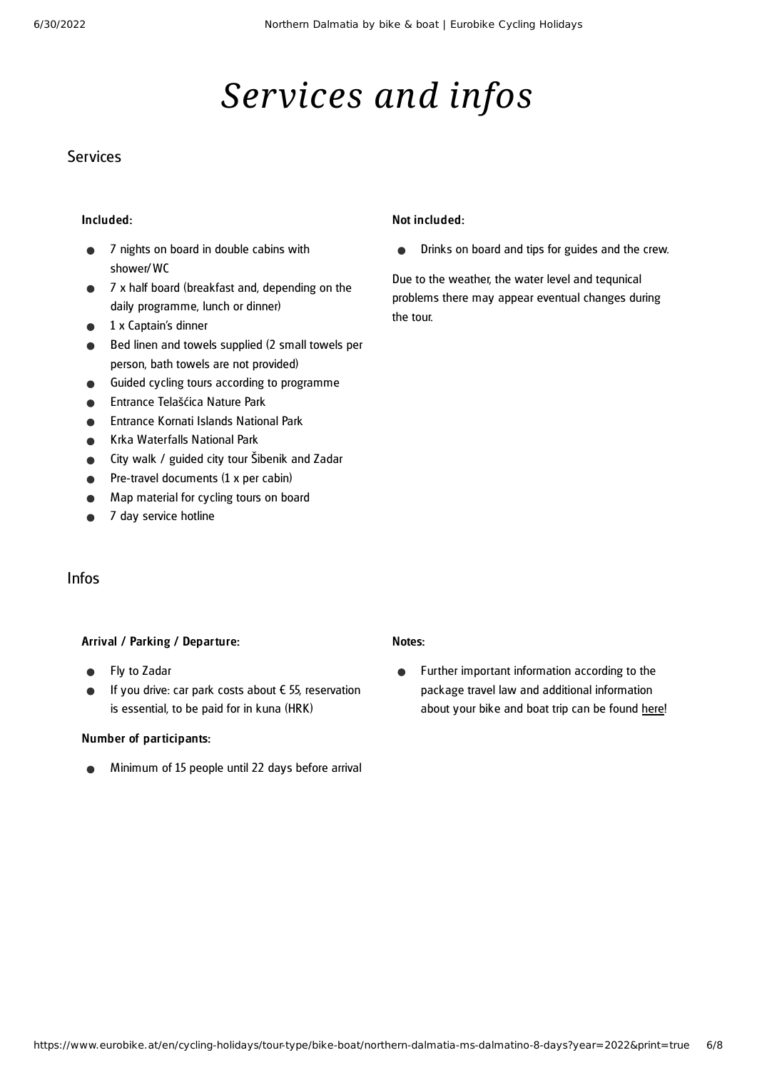# *Services and infos*

## Services

### Included:

- 7 nights on board in double cabins with shower/WC
- 7 x half board (breakfast and, depending on the daily programme, lunch or dinner)
- 1 x Captain's dinner
- Bed linen and towels supplied (2 small towels per person, bath towels are not provided)
- Guided cycling tours according to programme
- Entrance Telašćica Nature Park
- Entrance Kornati Islands National Park
- Krka Waterfalls National Park
- City walk / guided city tour Šibenik and Zadar
- Pre-travel documents (1 x per cabin)
- Map material for cycling tours on board
- 7 day service hotline

### Not included:

- Drinks on board and tips for guides and the crew.

Due to the weather, the water level and tequnical problems there may appear eventual changes during the tour.

## Infos

### Arrival / Parking / Departure:

- Fly to Zadar
- If you drive: car park costs about € 55, reservation is essential, to be paid for in kuna (HRK)

### Number of participants:

- Minimum of 15 people until 22 days before arrival

### Notes:

- Further important information according to the package travel law and additional information about your bike and boat trip can be found here!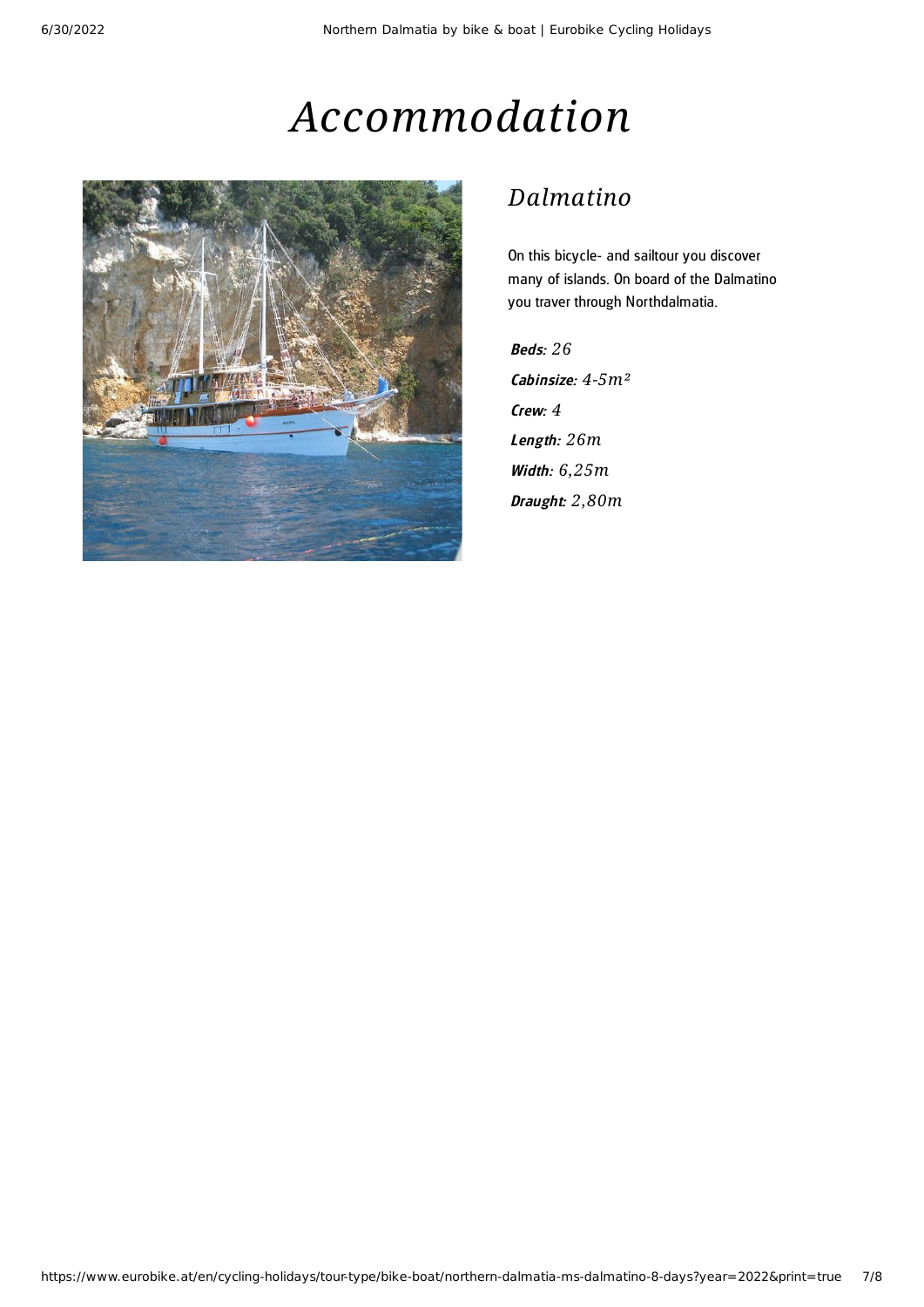# Accommodation

## Dalmatino

On this bicycle- and sailtour you discover many of islands. On board of the Dalmatino you traver through Northdalmatia.

***Beds:*** *26*
***Cabinsize:*** *4-5m²*
***Crew:*** *4*
***Length:*** *26m*
***Width:*** *6,25m*
***Draught:*** *2,80m*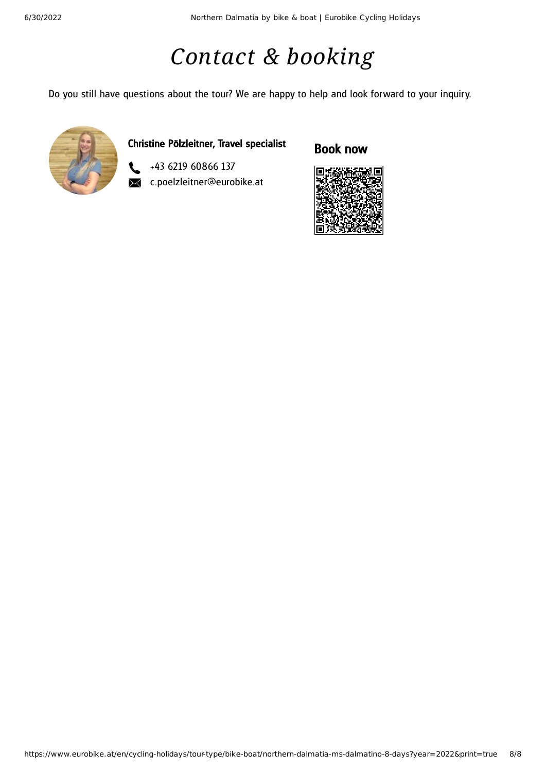# *Contact & booking*

Do you still have questions about the tour? We are happy to help and look forward to your inquiry.

**Christine Pölzleitner, Travel specialist**

+43 6219 60866 137

c.poelzleitner@eurobike.at

**Book now**